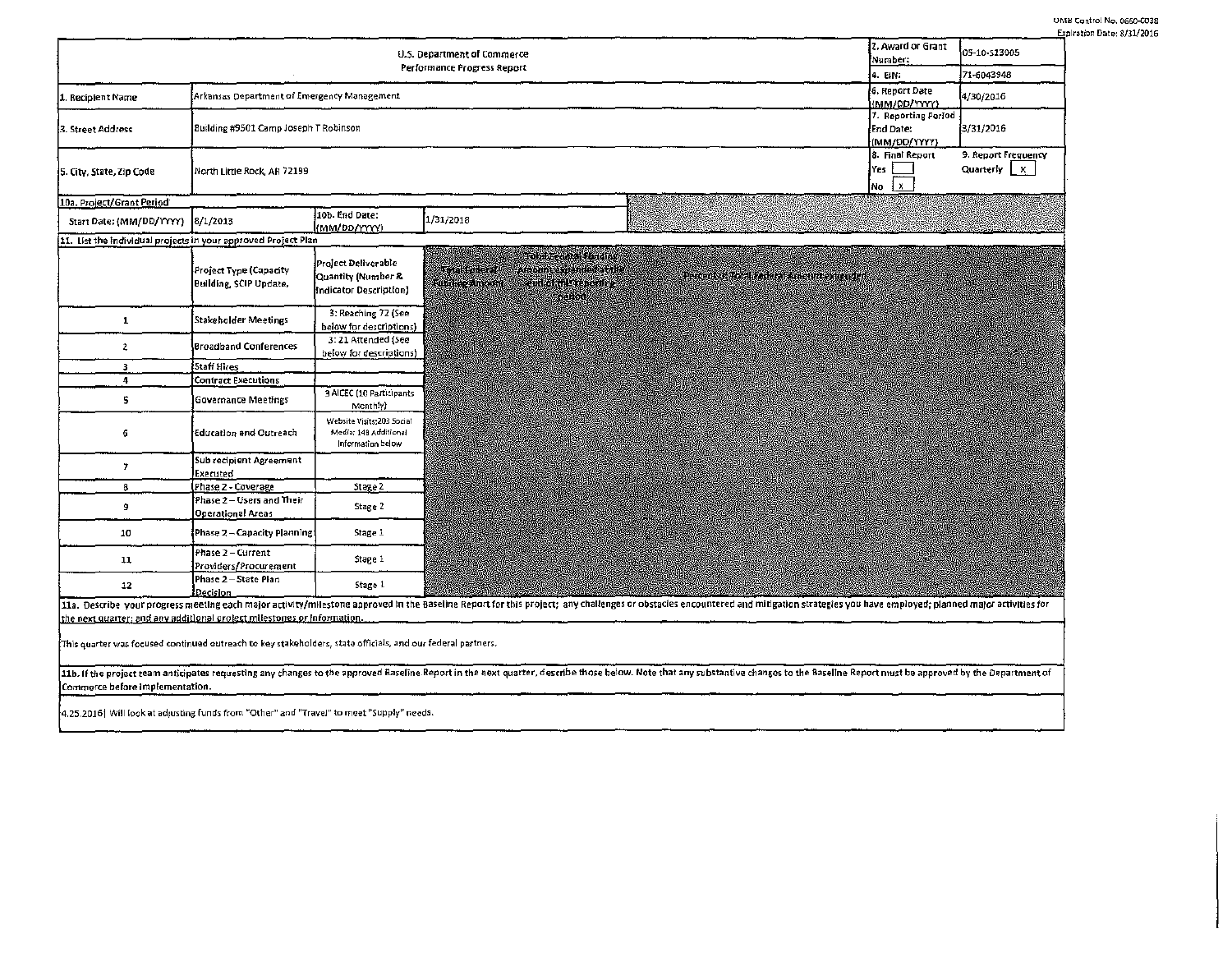OMB Control No. 0660-0038
Expiration Date: 8/31/2016

| U.S. Department of Commerce Performance Progress Report | | 2. Award or Grant Number: | 05-10-S13005 |
|---|---|---|---|
| | | 4. EIN: | 71-6043948 |
| 1. Recipient Name | Arkansas Department of Emergency Management | 6. Report Date (MM/DD/YYYY) | 4/30/2016 |
| 3. Street Address | Building #9501 Camp Joseph T Robinson | 7. Reporting Period End Date: (MM/DD/YYYY) | 3/31/2016 |
| 5. City, State, Zip Code | North Little Rock, AR 72199 | 8. Final Report Yes [ ] No [ x ] | 9. Report Frequency Quarterly [ x ] |

**10a. Project/Grant Period**

| Start Date: (MM/DD/YYYY) | 8/1/2013 | 10b. End Date: (MM/DD/YYYY) | 1/31/2018 |
|---|---|---|---|

**11. List the individual projects in your approved Project Plan**

| | Project Type (Capacity Building, SCIP Update, | Project Deliverable Quantity (Number & Indicator Description) | Total Federal Funding Amount | Total Federal Funding Amount expended at the end of this reporting period | Percent of Total Federal Amount expended |
|---|---|---|---|---|---|
| 1 | Stakeholder Meetings | 3: Reaching 72 (See below for descriptions) | | | |
| 2 | Broadband Conferences | 3: 21 Attended (See below for descriptions) | | | |
| 3 | Staff Hires | | | | |
| 4 | Contract Executions | | | | |
| 5 | Governance Meetings | 3 AICEC (10 Participants Monthly) | | | |
| 6 | Education and Outreach | Website Visits:203 Social Media: 148 Additional Information below | | | |
| 7 | Sub recipient Agreement Executed | | | | |
| 8 | Phase 2 - Coverage | Stage 2 | | | |
| 9 | Phase 2 – Users and Their Operational Areas | Stage 2 | | | |
| 10 | Phase 2 – Capacity Planning | Stage 1 | | | |
| 11 | Phase 2 – Current Providers/Procurement | Stage 1 | | | |
| 12 | Phase 2 – State Plan Decision | Stage 1 | | | |

**11a. Describe your progress meeting each major activity/milestone approved in the Baseline Report for this project; any challenges or obstacles encountered and mitigation strategies you have employed; planned major activities for the next quarter; and any additional project milestones or information.**

This quarter was focused continued outreach to key stakeholders, state officials, and our federal partners.

**11b. If the project team anticipates requesting any changes to the approved Baseline Report in the next quarter, describe those below. Note that any substantive changes to the Baseline Report must be approved by the Department of Commerce before implementation.**

4.25.2016| Will look at adjusting funds from "Other" and "Travel" to meet "Supply" needs.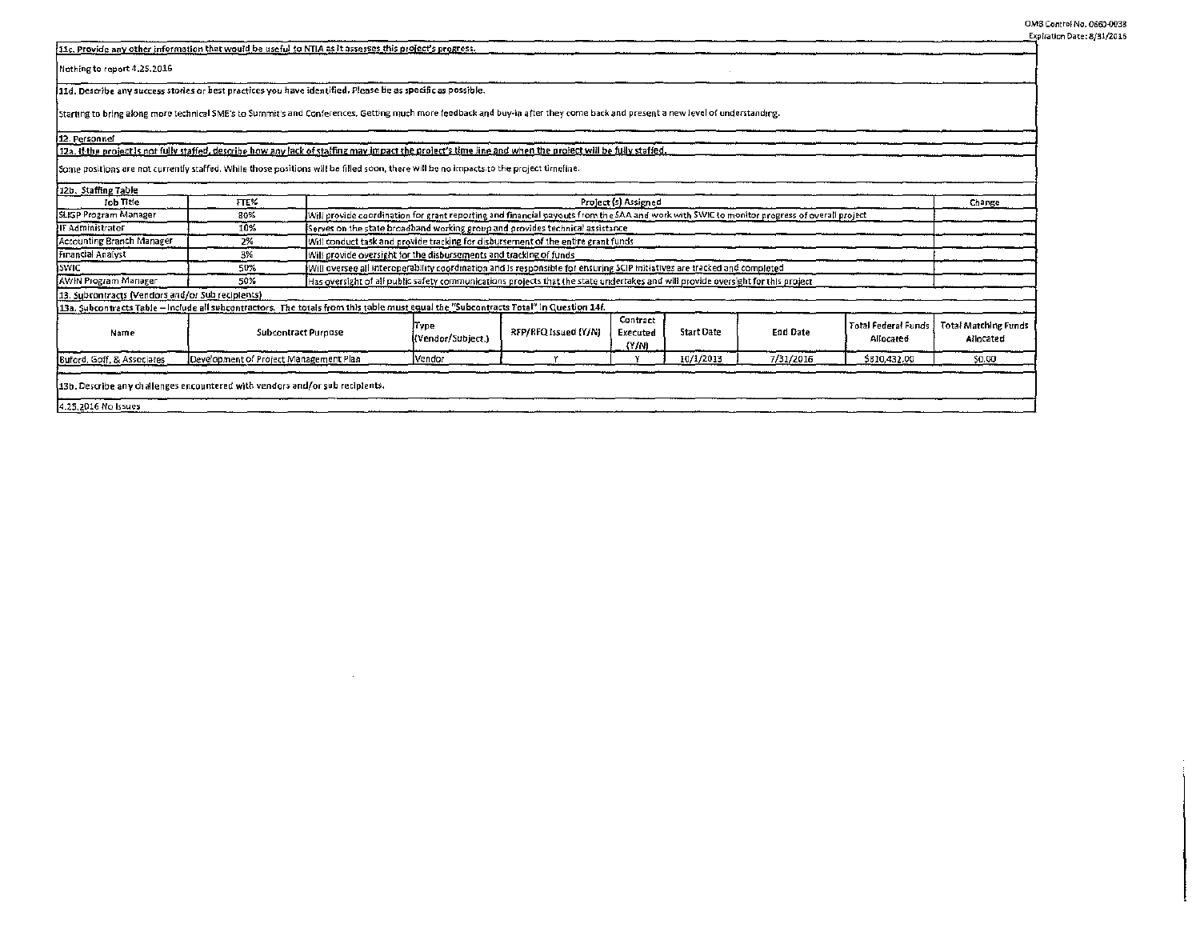**11c. Provide any other information that would be useful to NTIA as it assesses this project's progress.**

Nothing to report 4.25.2016

**11d. Describe any success stories or best practices you have identified. Please be as specific as possible.**

Starting to bring along more technical SME's to Summit's and Conferences. Getting much more feedback and buy-in after they come back and present a new level of understanding.

**12. Personnel**

**12a. If the project is not fully staffed, describe how any lack of staffing may impact the project's time line and when the project will be fully staffed.**

Some positions are not currently staffed. While those positions will be filled soon, there will be no impacts to the project timeline.

**12b. Staffing Table**

| Job Title | FTE% | Project (s) Assigned | Change |
|---|---|---|---|
| SLIGP Program Manager | 80% | Will provide coordination for grant reporting and financial payouts from the SAA and work with SWIC to monitor progress of overall project | |
| IT Administrator | 10% | Serves on the state broadband working group and provides technical assistance | |
| Accounting Branch Manager | 2% | Will conduct task and provide tracking for disbursement of the entire grant funds | |
| Financial Analyst | 3% | Will provide oversight for the disbursements and tracking of funds | |
| SWIC | 50% | Will oversee all interoperability coordination and is responsible for ensuring SCIP initiatives are tracked and completed | |
| AWIN Program Manager | 50% | Has oversight of all public safety communications projects that the state undertakes and will provide oversight for this project | |

**13. Subcontracts (Vendors and/or Sub recipients)**

**13a. Subcontracts Table – Include all subcontractors. The totals from this table must equal the "Subcontracts Total" in Question 14f.**

| Name | Subcontract Purpose | Type (Vendor/Subject.) | RFP/RFQ Issued (Y/N) | Contract Executed (Y/N) | Start Date | End Date | Total Federal Funds Allocated | Total Matching Funds Allocated |
|---|---|---|---|---|---|---|---|---|
| Buford, Goff, & Associates | Development of Project Management Plan | Vendor | Y | Y | 10/1/2013 | 7/31/2016 | $810,432.00 | $0.00 |

**13b. Describe any challenges encountered with vendors and/or sub recipients.**

4.25.2016 No Issues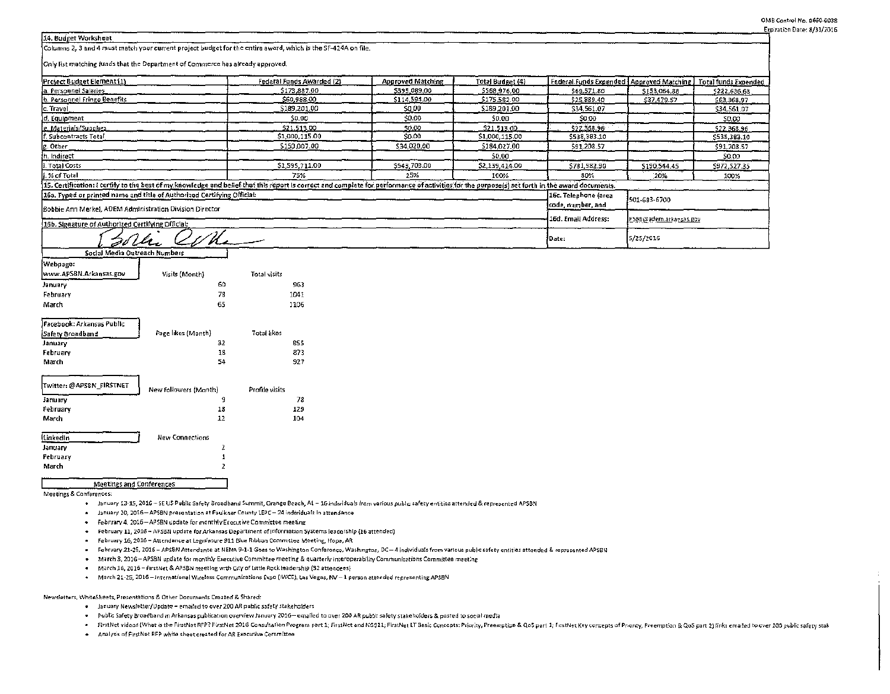OMB Control No. 0660-0038
Expiration Date: 8/31/2016

## 14. Budget Worksheet

Columns 2, 3 and 4 must match your current project budget for the entire award, which is the SF-424A on file.

Only list matching funds that the Department of Commerce has already approved.

| Project Budget Element (1) | Federal Funds Awarded (2) | Approved Matching | Total Budget (4) | Federal Funds Expended | Approved Matching | Total funds Expended |
|---|---|---|---|---|---|---|
| a. Personnel Salaries | $173,887.00 | $395,089.00 | $568,976.00 | $69,571.80 | $153,064.88 | $222,636.68 |
| b. Personnel Fringe Benefits | $60,988.00 | $114,594.00 | $175,582.00 | $25,889.40 | $37,479.57 | $63,368.97 |
| c. Travel | $189,201.00 | $0.00 | $189,201.00 | $34,561.07 | | $34,561.07 |
| d. Equipment | $0.00 | $0.00 | $0.00 | $0.00 | | $0.00 |
| e. Materials/Supplies | $21,513.00 | $0.00 | $21,513.00 | $22,368.96 | | $22,368.96 |
| f. Subcontracts Total | $1,000,115.00 | $0.00 | $1,000,115.00 | $538,383.10 | | $538,383.10 |
| g. Other | $150,007.00 | $34,020.00 | $184,027.00 | $91,208.57 | | $91,208.57 |
| h. Indirect | | | $0.00 | | | $0.00 |
| i. Total Costs | $1,595,711.00 | $543,703.00 | $2,139,414.00 | $781,982.90 | $190,544.45 | $972,527.35 |
| j. % of Total | 75% | 25% | 100% | 80% | 20% | 100% |

15. Certification: I certify to the best of my knowledge and belief that this report is correct and complete for performance of activities for the purpose(s) set forth in the award documents.

| | |
|---|---|
| 16a. Typed or printed name and title of Authorized Certifying Official: Bobbie Ann Merkel, ADEM Administration Division Director | 16c. Telephone (area code, number, and extension): 501-683-6700 |
| 16b. Signature of Authorized Certifying Official: | 16d. Email Address: PSBB@adem.arkansas.gov |
| | Date: 5/25/2016 |

### Social Media Outreach Numbers

| Webpage: www.APSBN.Arkansas.gov | Visits (Month) | Total visits |
|---|---|---|
| January | 60 | 963 |
| February | 78 | 1041 |
| March | 65 | 1106 |

| Facebook: Arkansas Public Safety Broadband | Page likes (Month) | Total likes |
|---|---|---|
| January | 32 | 855 |
| February | 18 | 873 |
| March | 54 | 927 |

| Twitter: @APSBN_FIRSTNET | New followers (Month) | Profile visits |
|---|---|---|
| January | 9 | 78 |
| February | 18 | 129 |
| March | 12 | 104 |

| LinkedIn | New Connections |
|---|---|
| January | 2 |
| February | 1 |
| March | 2 |

### Meetings and Conferences

Meetings & Conferences:

- January 13-15, 2016 – SE US Public Safety Broadband Summit, Orange Beach, AL – 16 individuals from various public safety entities attended & represented APSBN
- January 20, 2016 – APSBN presentation at Faulkner County LEPC – 24 individuals in attendance
- February 4, 2016 – APSBN update for monthly Executive Committee meeting
- February 11, 2016 – APSBN update for Arkansas Department of Information Systems leadership (16 attended)
- February 16, 2016 – Attendance at Legislature 911 Blue Ribbon Committee Meeting, Hope, AR
- February 21-25, 2016 – APSBN Attendance at NENA 9-1-1 Goes to Washington Conference, Washington, DC – 4 individuals from various public safety entities attended & represented APSBN
- March 3, 2016 – APSBN update for monthly Executive Committee meeting & quarterly Interoperability Communications Committee meeting
- March 16, 2016 – FirstNet & APSBN meeting with City of Little Rock leadership (32 attendees)
- March 21-25, 2016 – International Wireless Communications Expo (IWCE), Las Vegas, NV – 1 person attended representing APSBN

Newsletters, WhiteSheets, Presentations & Other Documents Created & Shared:

- January Newsletter/Update – emailed to over 200 AR public safety stakeholders
- Public Safety Broadband in Arkansas publication overview January 2016 – emailed to over 200 AR public safety stakeholders & posted to social media
- FirstNet videos (What is the FirstNet RFP? FirstNet 2016 Consultation Program part 1; FirstNet and NG911; FirstNet LT Basic Concepts: Priority, Preemption & QoS part 1; FirstNet Key concepts of Priority, Preemption & QoS part 2) links emailed to over 200 public safety stak
- Analysis of FirstNet RFP white sheet created for AR Executive Committee